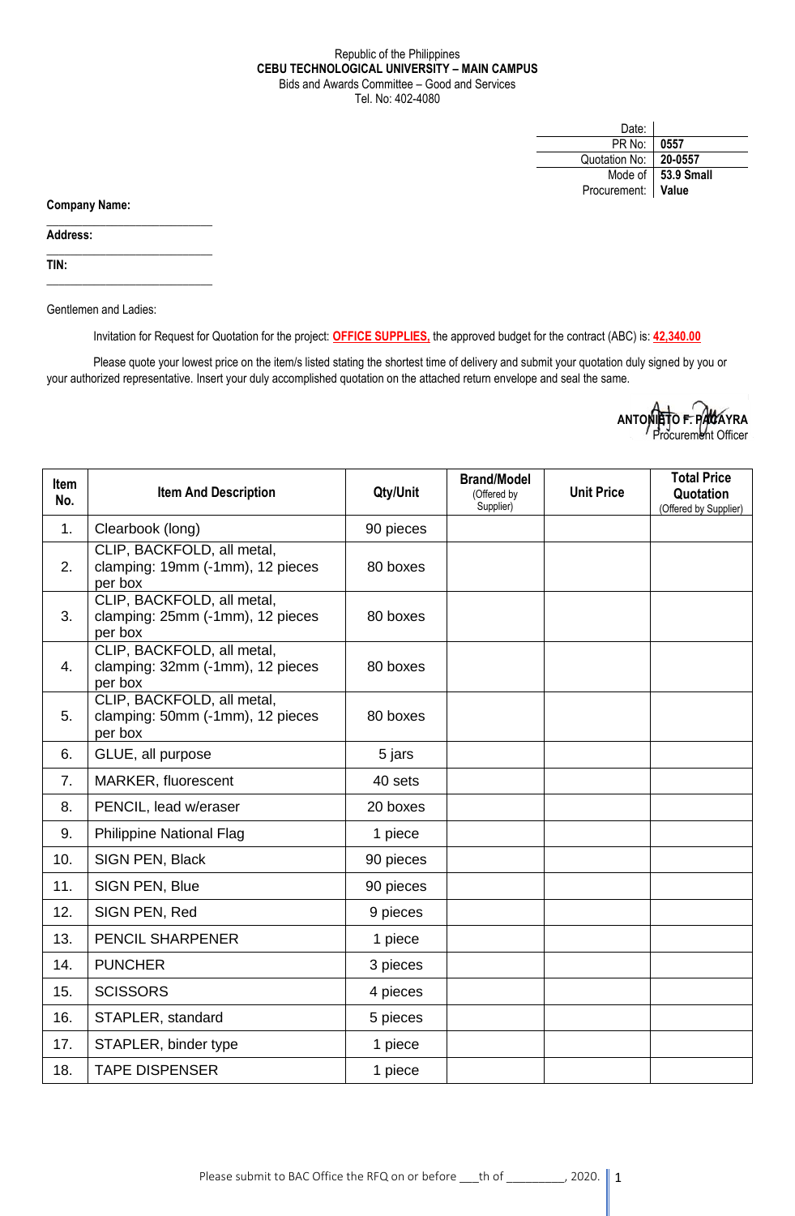Republic of the Philippines
**CEBU TECHNOLOGICAL UNIVERSITY – MAIN CAMPUS**
Bids and Awards Committee – Good and Services
Tel. No: 402-4080

| | |
|---|---|
| Date: | |
| PR No: | **0557** |
| Quotation No: | **20-0557** |
| Mode of Procurement: | **53.9 Small Value** |

**Company Name:** ___________________________

**Address:** ___________________________

**TIN:** ___________________________

Gentlemen and Ladies:

Invitation for Request for Quotation for the project: **OFFICE SUPPLIES,** the approved budget for the contract (ABC) is: **42,340.00**

Please quote your lowest price on the item/s listed stating the shortest time of delivery and submit your quotation duly signed by you or your authorized representative. Insert your duly accomplished quotation on the attached return envelope and seal the same.

**ANTONIETO F. PAGAYRA**
Procurement Officer

| Item No. | Item And Description | Qty/Unit | Brand/Model (Offered by Supplier) | Unit Price | Total Price Quotation (Offered by Supplier) |
|---|---|---|---|---|---|
| 1. | Clearbook (long) | 90 pieces | | | |
| 2. | CLIP, BACKFOLD, all metal, clamping: 19mm (-1mm), 12 pieces per box | 80 boxes | | | |
| 3. | CLIP, BACKFOLD, all metal, clamping: 25mm (-1mm), 12 pieces per box | 80 boxes | | | |
| 4. | CLIP, BACKFOLD, all metal, clamping: 32mm (-1mm), 12 pieces per box | 80 boxes | | | |
| 5. | CLIP, BACKFOLD, all metal, clamping: 50mm (-1mm), 12 pieces per box | 80 boxes | | | |
| 6. | GLUE, all purpose | 5 jars | | | |
| 7. | MARKER, fluorescent | 40 sets | | | |
| 8. | PENCIL, lead w/eraser | 20 boxes | | | |
| 9. | Philippine National Flag | 1 piece | | | |
| 10. | SIGN PEN, Black | 90 pieces | | | |
| 11. | SIGN PEN, Blue | 90 pieces | | | |
| 12. | SIGN PEN, Red | 9 pieces | | | |
| 13. | PENCIL SHARPENER | 1 piece | | | |
| 14. | PUNCHER | 3 pieces | | | |
| 15. | SCISSORS | 4 pieces | | | |
| 16. | STAPLER, standard | 5 pieces | | | |
| 17. | STAPLER, binder type | 1 piece | | | |
| 18. | TAPE DISPENSER | 1 piece | | | |

Please submit to BAC Office the RFQ on or before ___th of _________, 2020.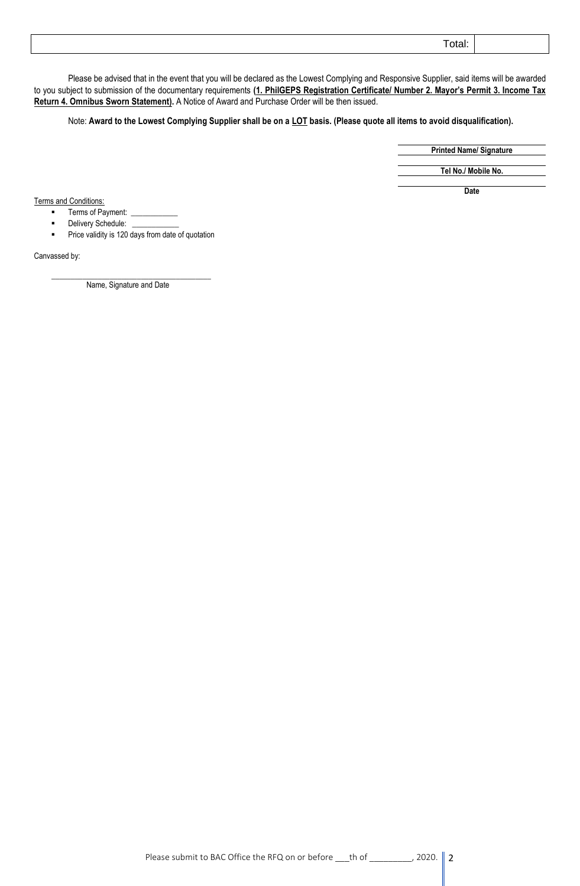| | |
|---|---|
| Total: | |

Please be advised that in the event that you will be declared as the Lowest Complying and Responsive Supplier, said items will be awarded to you subject to submission of the documentary requirements **(1. PhilGEPS Registration Certificate/ Number 2. Mayor's Permit 3. Income Tax Return 4. Omnibus Sworn Statement).** A Notice of Award and Purchase Order will be then issued.

Note: **Award to the Lowest Complying Supplier shall be on a LOT basis. (Please quote all items to avoid disqualification).**

**Printed Name/ Signature**

**Tel No./ Mobile No.**

**Date**

Terms and Conditions:

- Terms of Payment: ____________
- Delivery Schedule: ____________
- Price validity is 120 days from date of quotation

Canvassed by:

________________________________________
Name, Signature and Date

Please submit to BAC Office the RFQ on or before ___th of _________, 2020.